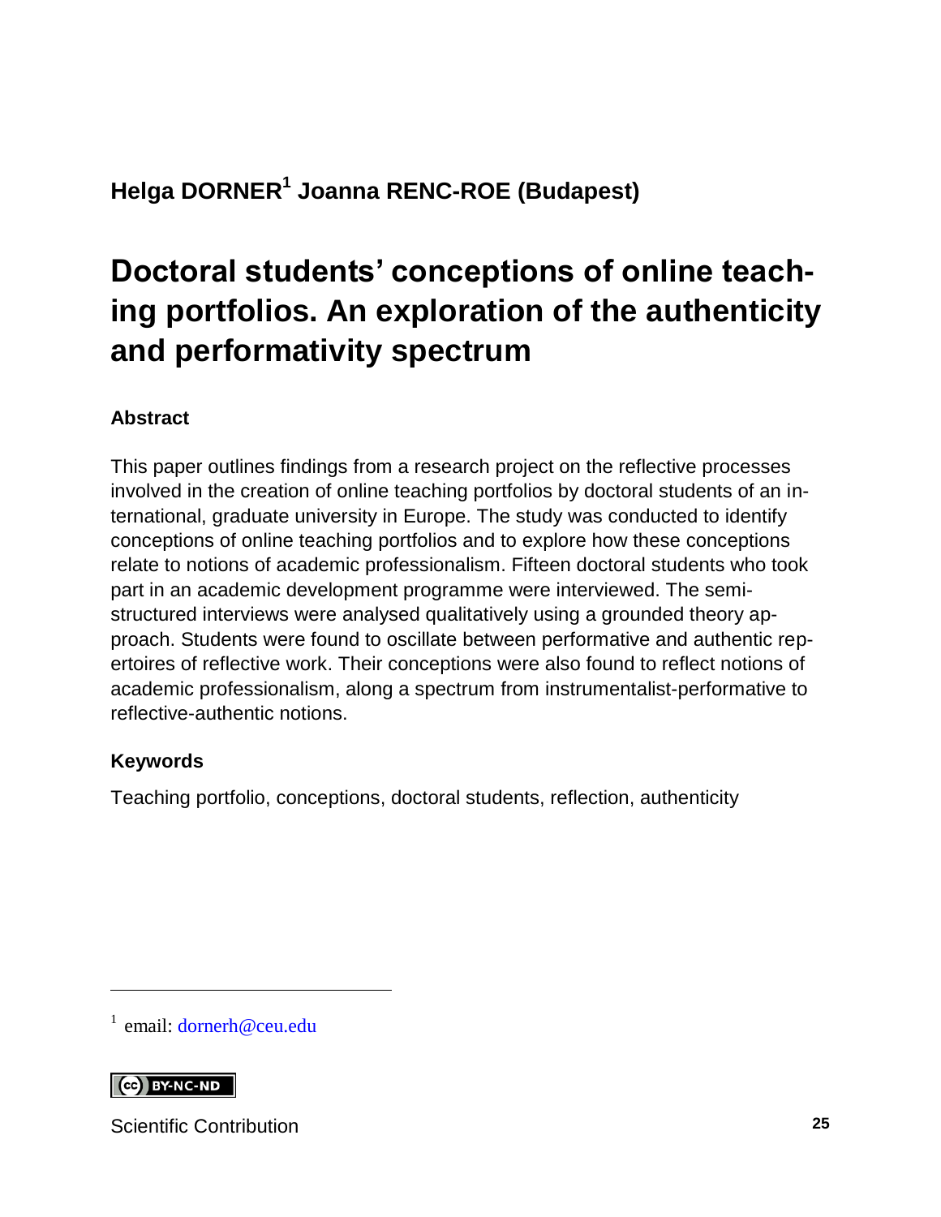**Helga DORNER[1] Joanna RENC-ROE (Budapest)**

# Doctoral students' conceptions of online teaching portfolios. An exploration of the authenticity and performativity spectrum

### Abstract

This paper outlines findings from a research project on the reflective processes involved in the creation of online teaching portfolios by doctoral students of an international, graduate university in Europe. The study was conducted to identify conceptions of online teaching portfolios and to explore how these conceptions relate to notions of academic professionalism. Fifteen doctoral students who took part in an academic development programme were interviewed. The semi-structured interviews were analysed qualitatively using a grounded theory approach. Students were found to oscillate between performative and authentic repertoires of reflective work. Their conceptions were also found to reflect notions of academic professionalism, along a spectrum from instrumentalist-performative to reflective-authentic notions.

### Keywords

Teaching portfolio, conceptions, doctoral students, reflection, authenticity

---

[1] email: dornerh@ceu.edu

BY-NC-ND

Scientific Contribution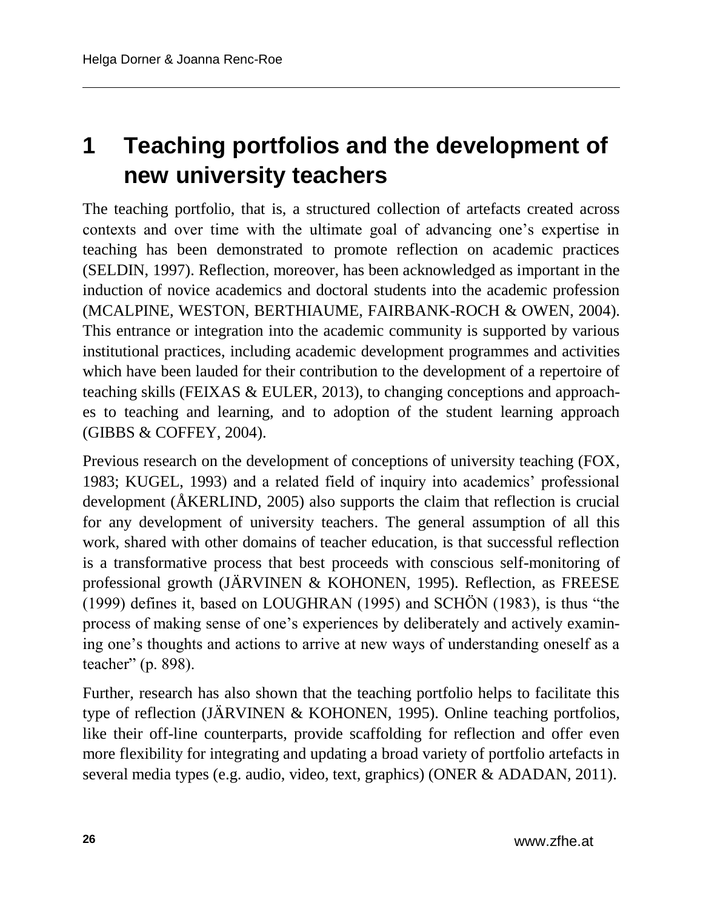# 1 Teaching portfolios and the development of new university teachers

The teaching portfolio, that is, a structured collection of artefacts created across contexts and over time with the ultimate goal of advancing one's expertise in teaching has been demonstrated to promote reflection on academic practices (SELDIN, 1997). Reflection, moreover, has been acknowledged as important in the induction of novice academics and doctoral students into the academic profession (MCALPINE, WESTON, BERTHIAUME, FAIRBANK-ROCH & OWEN, 2004). This entrance or integration into the academic community is supported by various institutional practices, including academic development programmes and activities which have been lauded for their contribution to the development of a repertoire of teaching skills (FEIXAS & EULER, 2013), to changing conceptions and approaches to teaching and learning, and to adoption of the student learning approach (GIBBS & COFFEY, 2004).

Previous research on the development of conceptions of university teaching (FOX, 1983; KUGEL, 1993) and a related field of inquiry into academics' professional development (ÅKERLIND, 2005) also supports the claim that reflection is crucial for any development of university teachers. The general assumption of all this work, shared with other domains of teacher education, is that successful reflection is a transformative process that best proceeds with conscious self-monitoring of professional growth (JÄRVINEN & KOHONEN, 1995). Reflection, as FREESE (1999) defines it, based on LOUGHRAN (1995) and SCHÖN (1983), is thus "the process of making sense of one's experiences by deliberately and actively examining one's thoughts and actions to arrive at new ways of understanding oneself as a teacher" (p. 898).

Further, research has also shown that the teaching portfolio helps to facilitate this type of reflection (JÄRVINEN & KOHONEN, 1995). Online teaching portfolios, like their off-line counterparts, provide scaffolding for reflection and offer even more flexibility for integrating and updating a broad variety of portfolio artefacts in several media types (e.g. audio, video, text, graphics) (ONER & ADADAN, 2011).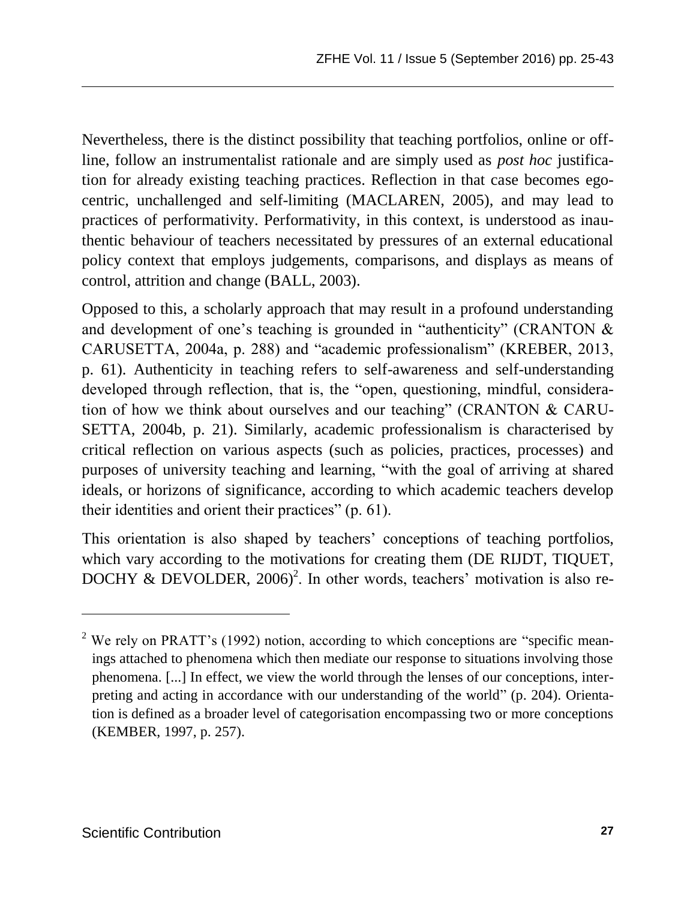Nevertheless, there is the distinct possibility that teaching portfolios, online or offline, follow an instrumentalist rationale and are simply used as *post hoc* justification for already existing teaching practices. Reflection in that case becomes egocentric, unchallenged and self-limiting (MACLAREN, 2005), and may lead to practices of performativity. Performativity, in this context, is understood as inauthentic behaviour of teachers necessitated by pressures of an external educational policy context that employs judgements, comparisons, and displays as means of control, attrition and change (BALL, 2003).

Opposed to this, a scholarly approach that may result in a profound understanding and development of one's teaching is grounded in "authenticity" (CRANTON & CARUSETTA, 2004a, p. 288) and "academic professionalism" (KREBER, 2013, p. 61). Authenticity in teaching refers to self-awareness and self-understanding developed through reflection, that is, the "open, questioning, mindful, consideration of how we think about ourselves and our teaching" (CRANTON & CARUSETTA, 2004b, p. 21). Similarly, academic professionalism is characterised by critical reflection on various aspects (such as policies, practices, processes) and purposes of university teaching and learning, "with the goal of arriving at shared ideals, or horizons of significance, according to which academic teachers develop their identities and orient their practices" (p. 61).

This orientation is also shaped by teachers' conceptions of teaching portfolios, which vary according to the motivations for creating them (DE RIJDT, TIQUET, DOCHY & DEVOLDER, 2006)[2]. In other words, teachers' motivation is also re-

---

[2] We rely on PRATT's (1992) notion, according to which conceptions are "specific meanings attached to phenomena which then mediate our response to situations involving those phenomena. [...] In effect, we view the world through the lenses of our conceptions, interpreting and acting in accordance with our understanding of the world" (p. 204). Orientation is defined as a broader level of categorisation encompassing two or more conceptions (KEMBER, 1997, p. 257).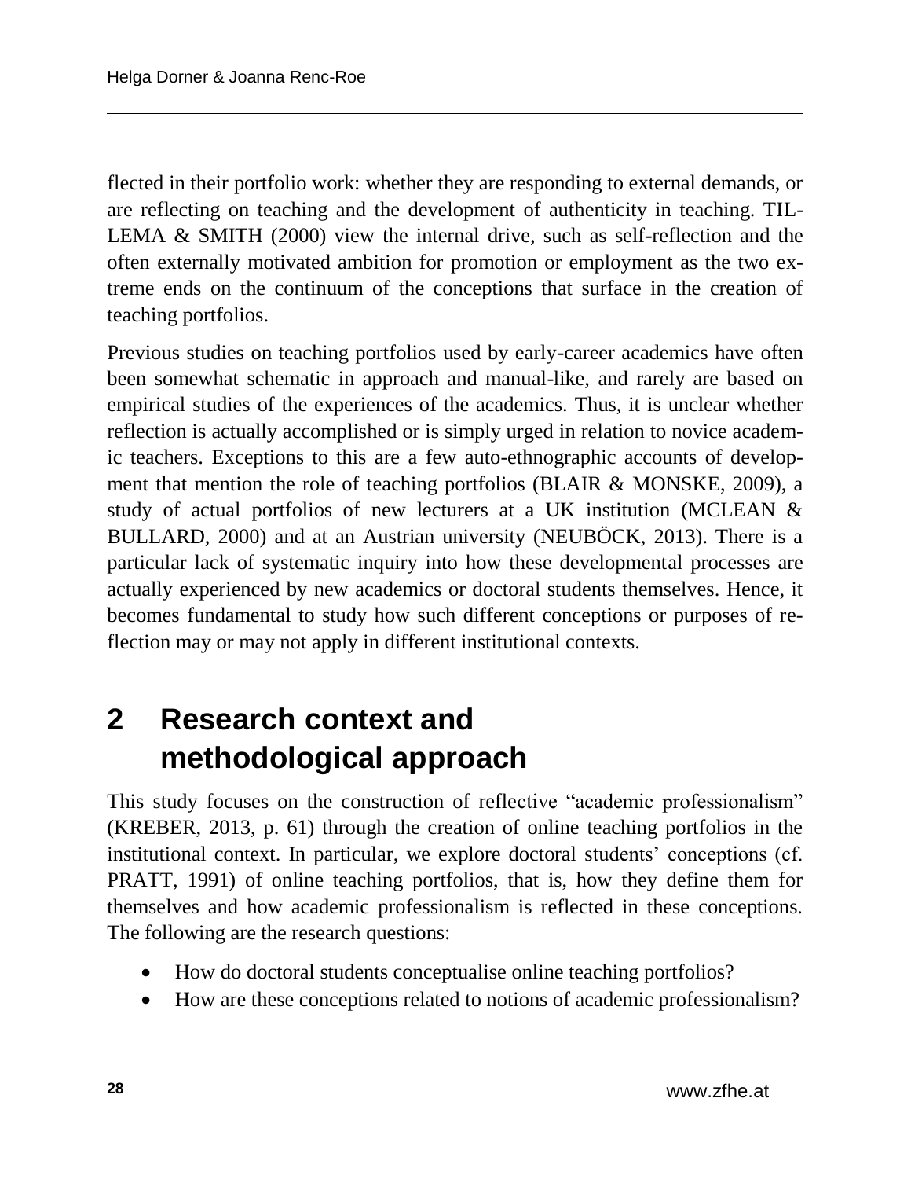flected in their portfolio work: whether they are responding to external demands, or are reflecting on teaching and the development of authenticity in teaching. TILLEMA & SMITH (2000) view the internal drive, such as self-reflection and the often externally motivated ambition for promotion or employment as the two extreme ends on the continuum of the conceptions that surface in the creation of teaching portfolios.

Previous studies on teaching portfolios used by early-career academics have often been somewhat schematic in approach and manual-like, and rarely are based on empirical studies of the experiences of the academics. Thus, it is unclear whether reflection is actually accomplished or is simply urged in relation to novice academic teachers. Exceptions to this are a few auto-ethnographic accounts of development that mention the role of teaching portfolios (BLAIR & MONSKE, 2009), a study of actual portfolios of new lecturers at a UK institution (MCLEAN & BULLARD, 2000) and at an Austrian university (NEUBÖCK, 2013). There is a particular lack of systematic inquiry into how these developmental processes are actually experienced by new academics or doctoral students themselves. Hence, it becomes fundamental to study how such different conceptions or purposes of reflection may or may not apply in different institutional contexts.

## 2 Research context and methodological approach

This study focuses on the construction of reflective "academic professionalism" (KREBER, 2013, p. 61) through the creation of online teaching portfolios in the institutional context. In particular, we explore doctoral students' conceptions (cf. PRATT, 1991) of online teaching portfolios, that is, how they define them for themselves and how academic professionalism is reflected in these conceptions. The following are the research questions:

- How do doctoral students conceptualise online teaching portfolios?
- How are these conceptions related to notions of academic professionalism?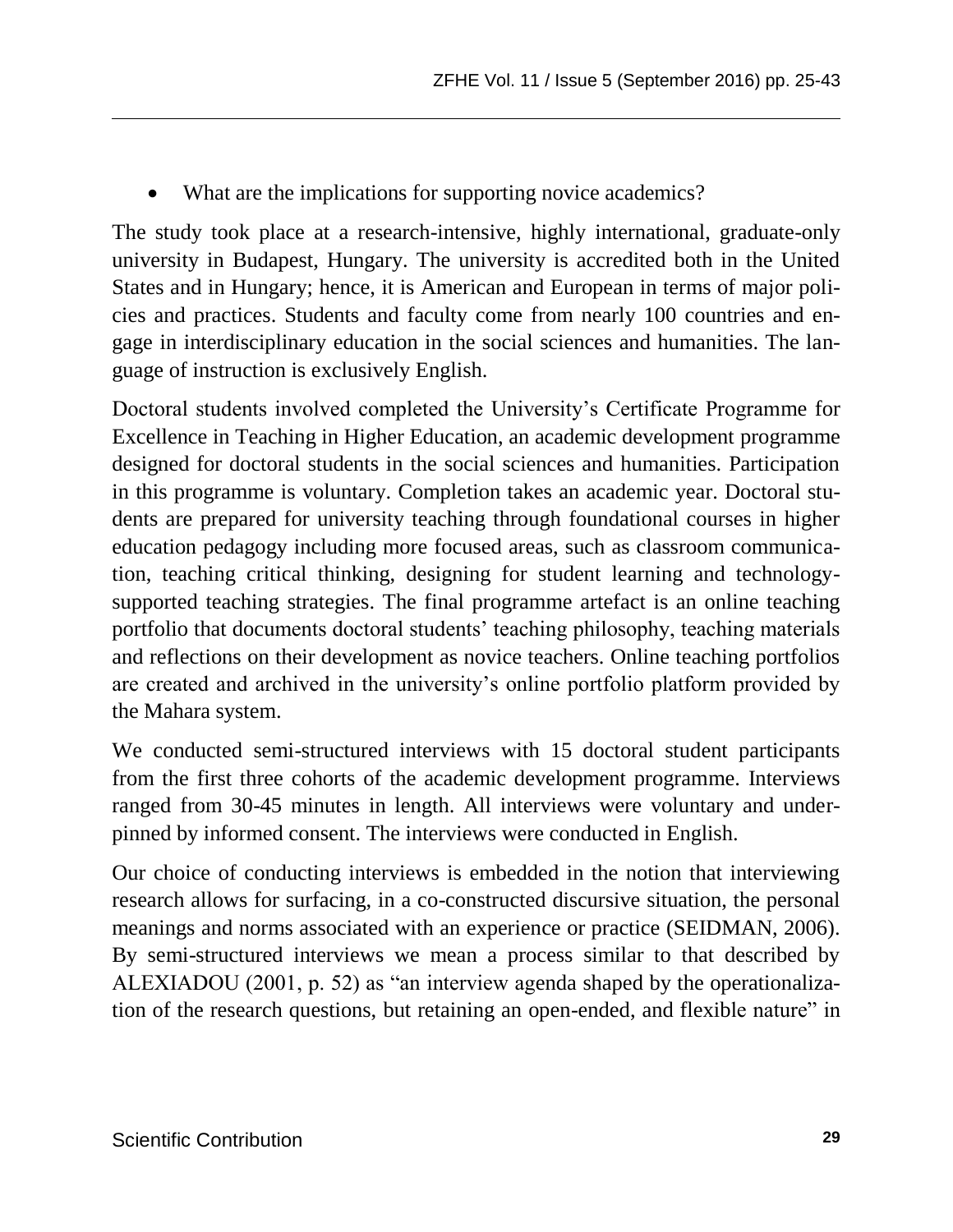- What are the implications for supporting novice academics?

The study took place at a research-intensive, highly international, graduate-only university in Budapest, Hungary. The university is accredited both in the United States and in Hungary; hence, it is American and European in terms of major policies and practices. Students and faculty come from nearly 100 countries and engage in interdisciplinary education in the social sciences and humanities. The language of instruction is exclusively English.

Doctoral students involved completed the University's Certificate Programme for Excellence in Teaching in Higher Education, an academic development programme designed for doctoral students in the social sciences and humanities. Participation in this programme is voluntary. Completion takes an academic year. Doctoral students are prepared for university teaching through foundational courses in higher education pedagogy including more focused areas, such as classroom communication, teaching critical thinking, designing for student learning and technology-supported teaching strategies. The final programme artefact is an online teaching portfolio that documents doctoral students' teaching philosophy, teaching materials and reflections on their development as novice teachers. Online teaching portfolios are created and archived in the university's online portfolio platform provided by the Mahara system.

We conducted semi-structured interviews with 15 doctoral student participants from the first three cohorts of the academic development programme. Interviews ranged from 30-45 minutes in length. All interviews were voluntary and underpinned by informed consent. The interviews were conducted in English.

Our choice of conducting interviews is embedded in the notion that interviewing research allows for surfacing, in a co-constructed discursive situation, the personal meanings and norms associated with an experience or practice (SEIDMAN, 2006). By semi-structured interviews we mean a process similar to that described by ALEXIADOU (2001, p. 52) as "an interview agenda shaped by the operationalization of the research questions, but retaining an open-ended, and flexible nature" in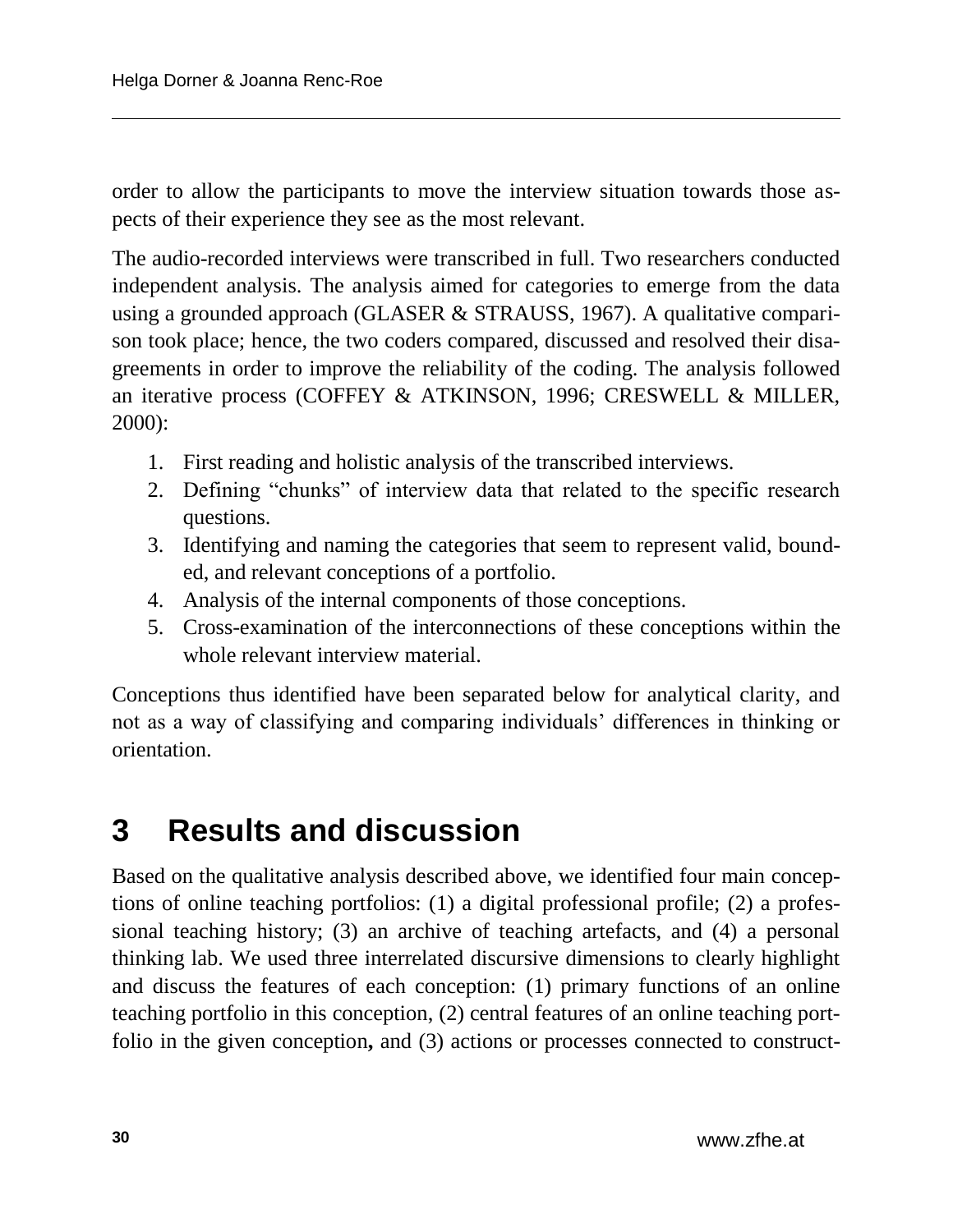order to allow the participants to move the interview situation towards those aspects of their experience they see as the most relevant.

The audio-recorded interviews were transcribed in full. Two researchers conducted independent analysis. The analysis aimed for categories to emerge from the data using a grounded approach (GLASER & STRAUSS, 1967). A qualitative comparison took place; hence, the two coders compared, discussed and resolved their disagreements in order to improve the reliability of the coding. The analysis followed an iterative process (COFFEY & ATKINSON, 1996; CRESWELL & MILLER, 2000):

1. First reading and holistic analysis of the transcribed interviews.
2. Defining "chunks" of interview data that related to the specific research questions.
3. Identifying and naming the categories that seem to represent valid, bounded, and relevant conceptions of a portfolio.
4. Analysis of the internal components of those conceptions.
5. Cross-examination of the interconnections of these conceptions within the whole relevant interview material.

Conceptions thus identified have been separated below for analytical clarity, and not as a way of classifying and comparing individuals' differences in thinking or orientation.

# 3 Results and discussion

Based on the qualitative analysis described above, we identified four main conceptions of online teaching portfolios: (1) a digital professional profile; (2) a professional teaching history; (3) an archive of teaching artefacts, and (4) a personal thinking lab. We used three interrelated discursive dimensions to clearly highlight and discuss the features of each conception: (1) primary functions of an online teaching portfolio in this conception, (2) central features of an online teaching portfolio in the given conception**,** and (3) actions or processes connected to construct-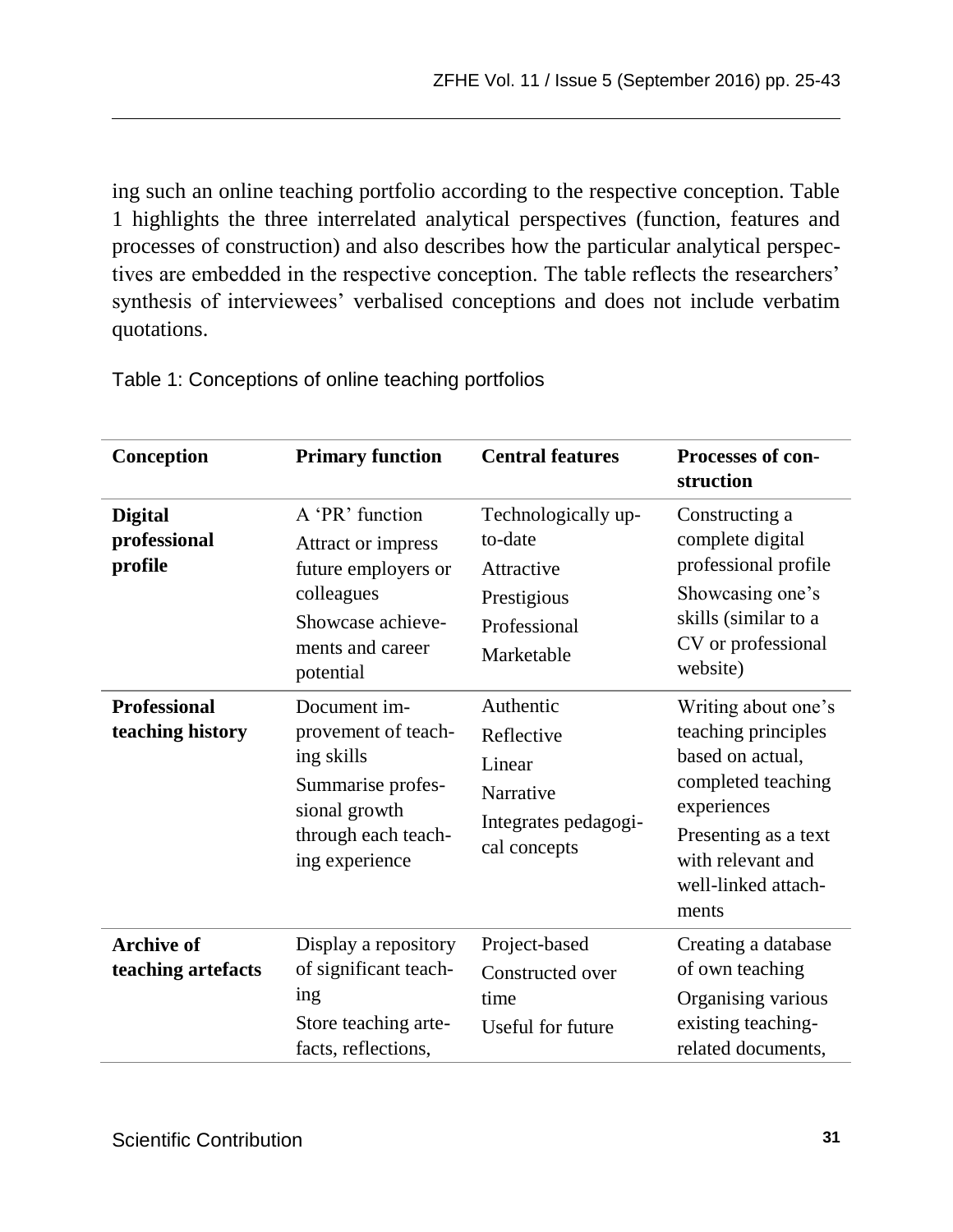ing such an online teaching portfolio according to the respective conception. Table 1 highlights the three interrelated analytical perspectives (function, features and processes of construction) and also describes how the particular analytical perspectives are embedded in the respective conception. The table reflects the researchers' synthesis of interviewees' verbalised conceptions and does not include verbatim quotations.

Table 1: Conceptions of online teaching portfolios

| Conception | Primary function | Central features | Processes of construction |
|---|---|---|---|
| **Digital professional profile** | A 'PR' function<br>Attract or impress future employers or colleagues<br>Showcase achievements and career potential | Technologically up-to-date<br>Attractive<br>Prestigious<br>Professional<br>Marketable | Constructing a complete digital professional profile<br>Showcasing one's skills (similar to a CV or professional website) |
| **Professional teaching history** | Document improvement of teaching skills<br>Summarise professional growth through each teaching experience | Authentic<br>Reflective<br>Linear<br>Narrative<br>Integrates pedagogical concepts | Writing about one's teaching principles based on actual, completed teaching experiences<br>Presenting as a text with relevant and well-linked attachments |
| **Archive of teaching artefacts** | Display a repository of significant teaching<br>Store teaching artefacts, reflections, | Project-based<br>Constructed over time<br>Useful for future | Creating a database of own teaching<br>Organising various existing teaching-related documents, |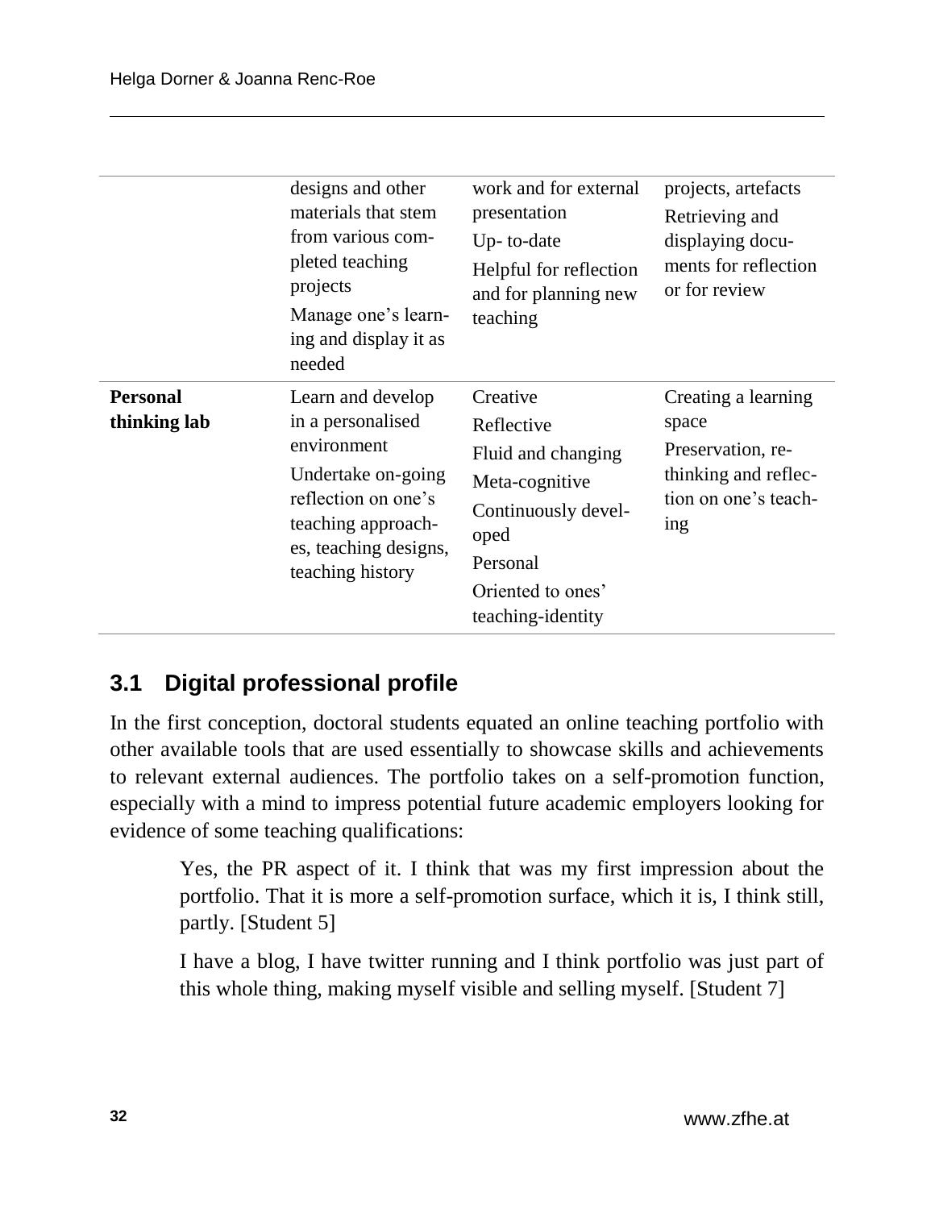| | | | |
|---|---|---|---|
| | designs and other materials that stem from various completed teaching projects<br>Manage one's learning and display it as needed | work and for external presentation<br>Up- to-date<br>Helpful for reflection and for planning new teaching | projects, artefacts<br>Retrieving and displaying documents for reflection or for review |
| **Personal thinking lab** | Learn and develop in a personalised environment<br>Undertake on-going reflection on one's teaching approaches, teaching designs, teaching history | Creative<br>Reflective<br>Fluid and changing<br>Meta-cognitive<br>Continuously developed<br>Personal<br>Oriented to ones' teaching-identity | Creating a learning space<br>Preservation, rethinking and reflection on one's teaching |

## 3.1 Digital professional profile

In the first conception, doctoral students equated an online teaching portfolio with other available tools that are used essentially to showcase skills and achievements to relevant external audiences. The portfolio takes on a self-promotion function, especially with a mind to impress potential future academic employers looking for evidence of some teaching qualifications:

> Yes, the PR aspect of it. I think that was my first impression about the portfolio. That it is more a self-promotion surface, which it is, I think still, partly. [Student 5]
>
> I have a blog, I have twitter running and I think portfolio was just part of this whole thing, making myself visible and selling myself. [Student 7]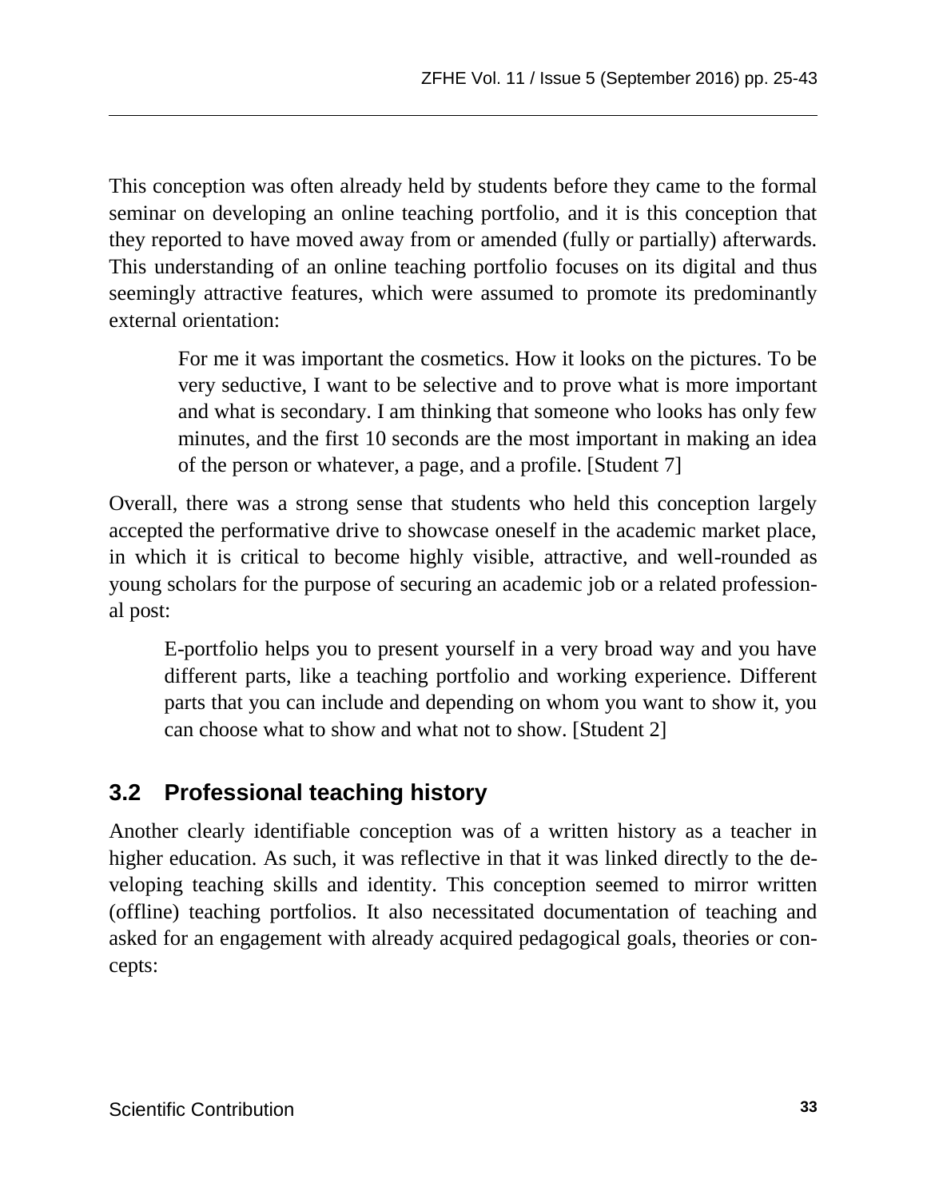This conception was often already held by students before they came to the formal seminar on developing an online teaching portfolio, and it is this conception that they reported to have moved away from or amended (fully or partially) afterwards. This understanding of an online teaching portfolio focuses on its digital and thus seemingly attractive features, which were assumed to promote its predominantly external orientation:

> For me it was important the cosmetics. How it looks on the pictures. To be very seductive, I want to be selective and to prove what is more important and what is secondary. I am thinking that someone who looks has only few minutes, and the first 10 seconds are the most important in making an idea of the person or whatever, a page, and a profile. [Student 7]

Overall, there was a strong sense that students who held this conception largely accepted the performative drive to showcase oneself in the academic market place, in which it is critical to become highly visible, attractive, and well-rounded as young scholars for the purpose of securing an academic job or a related professional post:

> E-portfolio helps you to present yourself in a very broad way and you have different parts, like a teaching portfolio and working experience. Different parts that you can include and depending on whom you want to show it, you can choose what to show and what not to show. [Student 2]

## 3.2 Professional teaching history

Another clearly identifiable conception was of a written history as a teacher in higher education. As such, it was reflective in that it was linked directly to the developing teaching skills and identity. This conception seemed to mirror written (offline) teaching portfolios. It also necessitated documentation of teaching and asked for an engagement with already acquired pedagogical goals, theories or concepts: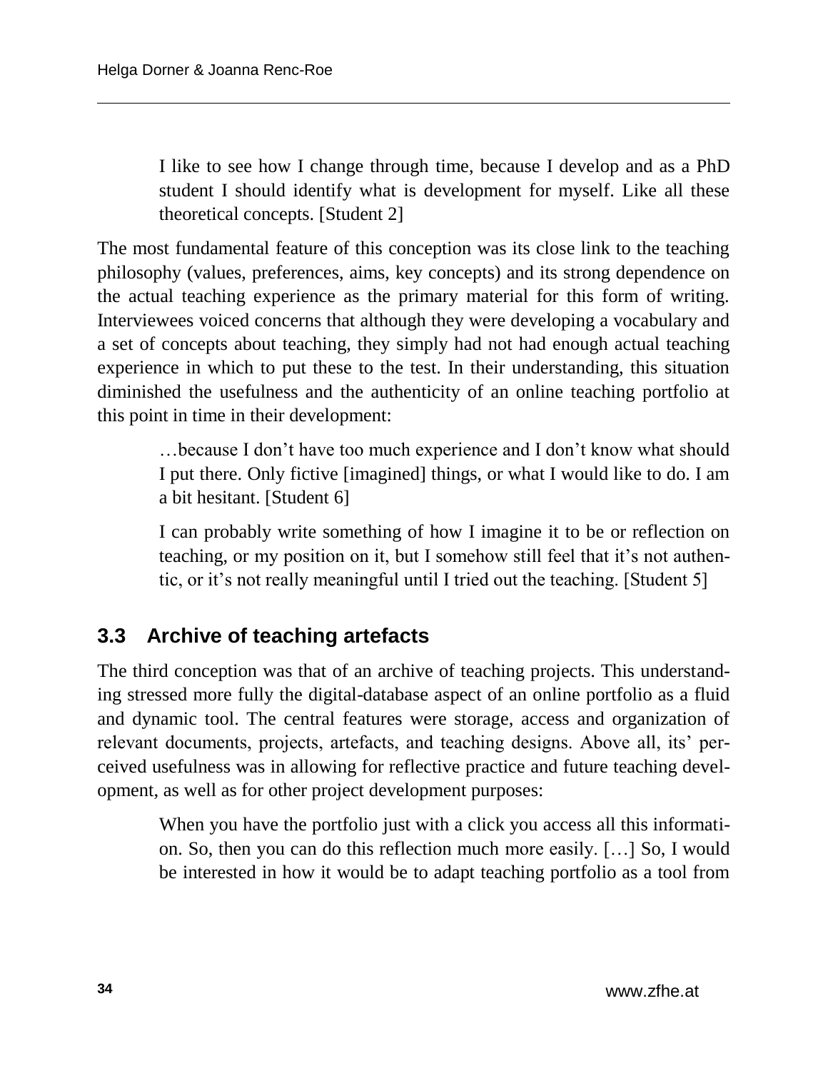> I like to see how I change through time, because I develop and as a PhD student I should identify what is development for myself. Like all these theoretical concepts. [Student 2]

The most fundamental feature of this conception was its close link to the teaching philosophy (values, preferences, aims, key concepts) and its strong dependence on the actual teaching experience as the primary material for this form of writing. Interviewees voiced concerns that although they were developing a vocabulary and a set of concepts about teaching, they simply had not had enough actual teaching experience in which to put these to the test. In their understanding, this situation diminished the usefulness and the authenticity of an online teaching portfolio at this point in time in their development:

> …because I don't have too much experience and I don't know what should I put there. Only fictive [imagined] things, or what I would like to do. I am a bit hesitant. [Student 6]

> I can probably write something of how I imagine it to be or reflection on teaching, or my position on it, but I somehow still feel that it's not authentic, or it's not really meaningful until I tried out the teaching. [Student 5]

## 3.3 Archive of teaching artefacts

The third conception was that of an archive of teaching projects. This understanding stressed more fully the digital-database aspect of an online portfolio as a fluid and dynamic tool. The central features were storage, access and organization of relevant documents, projects, artefacts, and teaching designs. Above all, its' perceived usefulness was in allowing for reflective practice and future teaching development, as well as for other project development purposes:

> When you have the portfolio just with a click you access all this information. So, then you can do this reflection much more easily. […] So, I would be interested in how it would be to adapt teaching portfolio as a tool from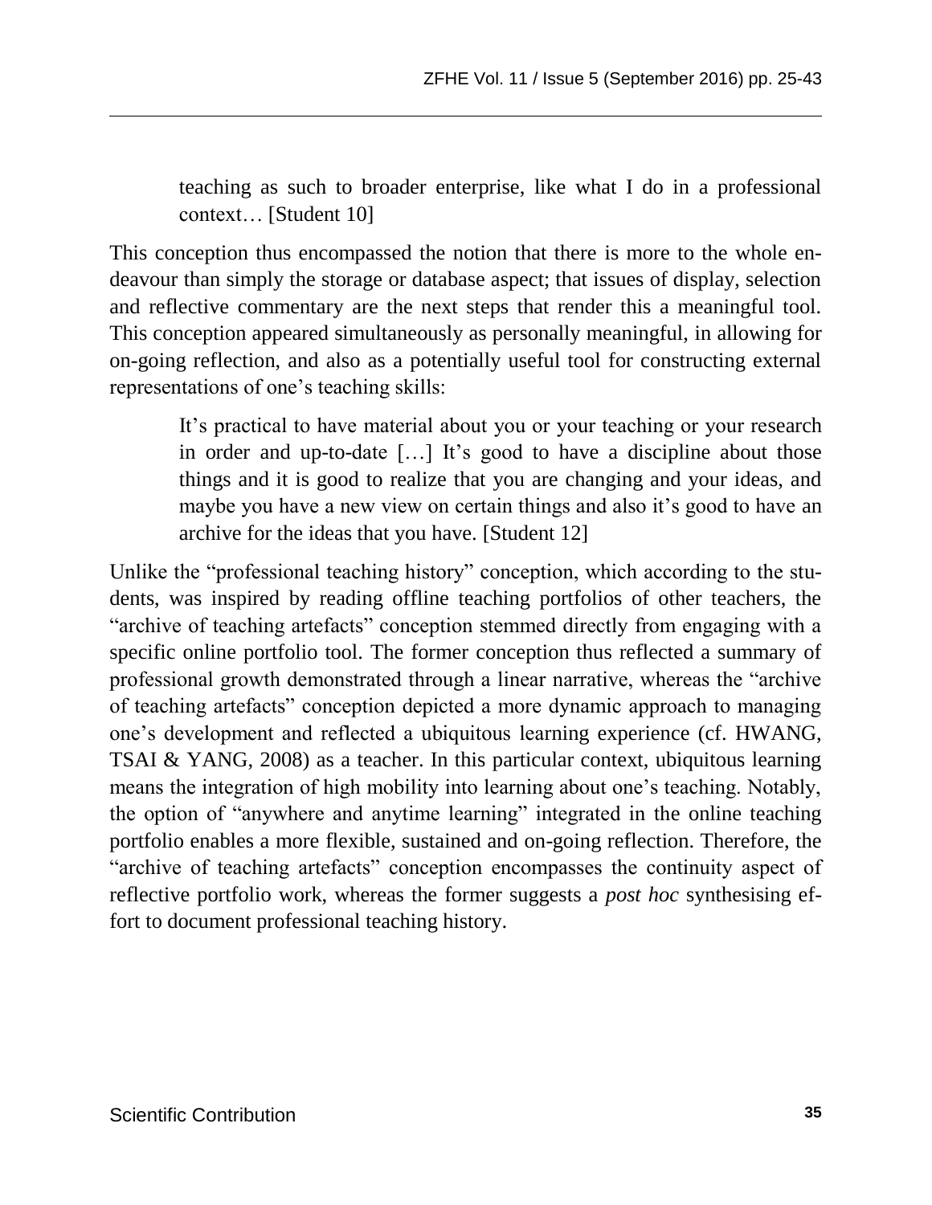> teaching as such to broader enterprise, like what I do in a professional context… [Student 10]

This conception thus encompassed the notion that there is more to the whole endeavour than simply the storage or database aspect; that issues of display, selection and reflective commentary are the next steps that render this a meaningful tool. This conception appeared simultaneously as personally meaningful, in allowing for on-going reflection, and also as a potentially useful tool for constructing external representations of one's teaching skills:

> It's practical to have material about you or your teaching or your research in order and up-to-date […] It's good to have a discipline about those things and it is good to realize that you are changing and your ideas, and maybe you have a new view on certain things and also it's good to have an archive for the ideas that you have. [Student 12]

Unlike the "professional teaching history" conception, which according to the students, was inspired by reading offline teaching portfolios of other teachers, the "archive of teaching artefacts" conception stemmed directly from engaging with a specific online portfolio tool. The former conception thus reflected a summary of professional growth demonstrated through a linear narrative, whereas the "archive of teaching artefacts" conception depicted a more dynamic approach to managing one's development and reflected a ubiquitous learning experience (cf. HWANG, TSAI & YANG, 2008) as a teacher. In this particular context, ubiquitous learning means the integration of high mobility into learning about one's teaching. Notably, the option of "anywhere and anytime learning" integrated in the online teaching portfolio enables a more flexible, sustained and on-going reflection. Therefore, the "archive of teaching artefacts" conception encompasses the continuity aspect of reflective portfolio work, whereas the former suggests a *post hoc* synthesising effort to document professional teaching history.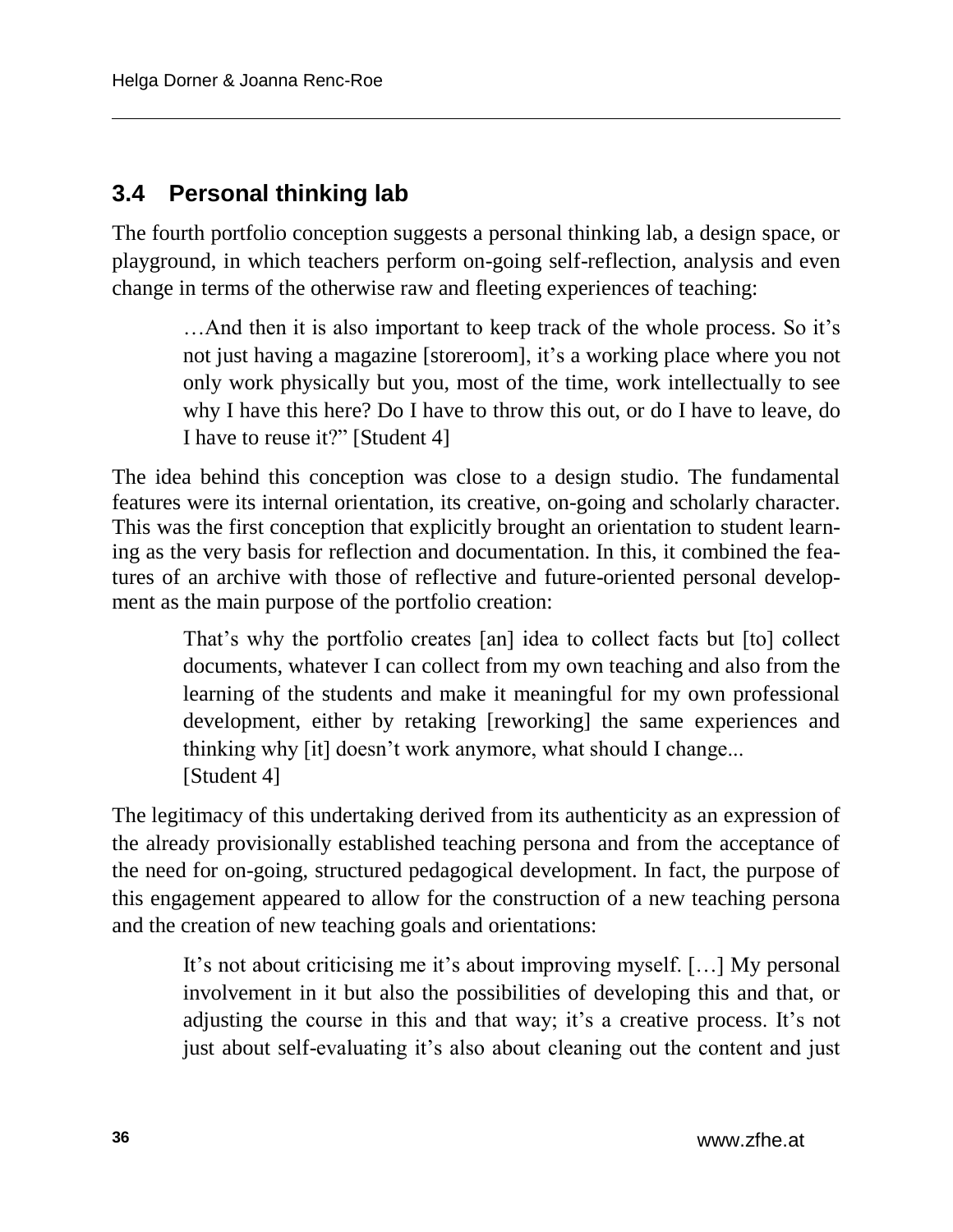## 3.4 Personal thinking lab

The fourth portfolio conception suggests a personal thinking lab, a design space, or playground, in which teachers perform on-going self-reflection, analysis and even change in terms of the otherwise raw and fleeting experiences of teaching:

> …And then it is also important to keep track of the whole process. So it's not just having a magazine [storeroom], it's a working place where you not only work physically but you, most of the time, work intellectually to see why I have this here? Do I have to throw this out, or do I have to leave, do I have to reuse it?" [Student 4]

The idea behind this conception was close to a design studio. The fundamental features were its internal orientation, its creative, on-going and scholarly character. This was the first conception that explicitly brought an orientation to student learning as the very basis for reflection and documentation. In this, it combined the features of an archive with those of reflective and future-oriented personal development as the main purpose of the portfolio creation:

> That's why the portfolio creates [an] idea to collect facts but [to] collect documents, whatever I can collect from my own teaching and also from the learning of the students and make it meaningful for my own professional development, either by retaking [reworking] the same experiences and thinking why [it] doesn't work anymore, what should I change...
> [Student 4]

The legitimacy of this undertaking derived from its authenticity as an expression of the already provisionally established teaching persona and from the acceptance of the need for on-going, structured pedagogical development. In fact, the purpose of this engagement appeared to allow for the construction of a new teaching persona and the creation of new teaching goals and orientations:

> It's not about criticising me it's about improving myself. […] My personal involvement in it but also the possibilities of developing this and that, or adjusting the course in this and that way; it's a creative process. It's not just about self-evaluating it's also about cleaning out the content and just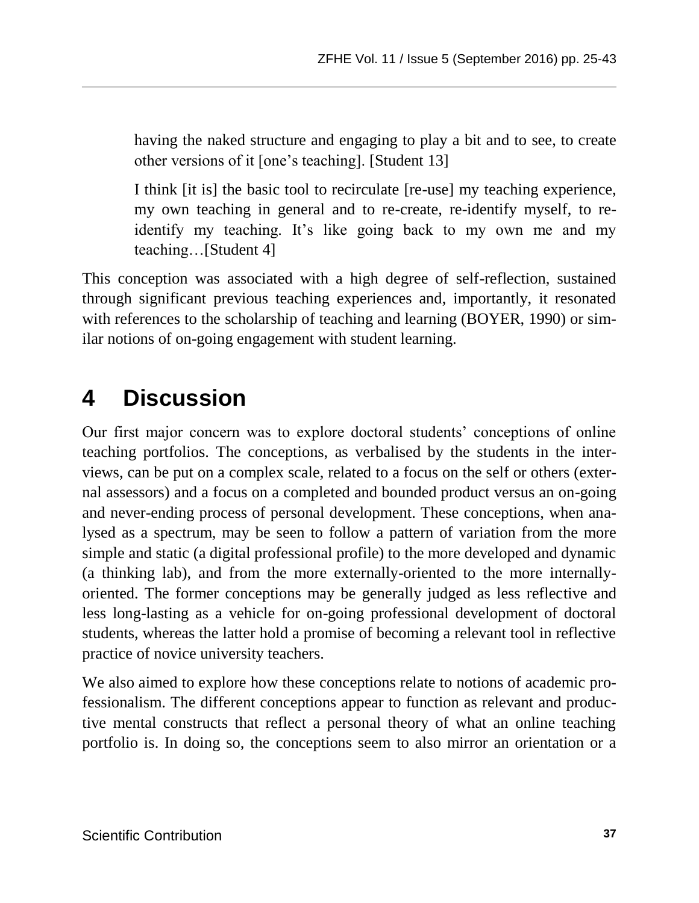> having the naked structure and engaging to play a bit and to see, to create other versions of it [one's teaching]. [Student 13]

> I think [it is] the basic tool to recirculate [re-use] my teaching experience, my own teaching in general and to re-create, re-identify myself, to re-identify my teaching. It's like going back to my own me and my teaching…[Student 4]

This conception was associated with a high degree of self-reflection, sustained through significant previous teaching experiences and, importantly, it resonated with references to the scholarship of teaching and learning (BOYER, 1990) or similar notions of on-going engagement with student learning.

# 4 Discussion

Our first major concern was to explore doctoral students' conceptions of online teaching portfolios. The conceptions, as verbalised by the students in the interviews, can be put on a complex scale, related to a focus on the self or others (external assessors) and a focus on a completed and bounded product versus an on-going and never-ending process of personal development. These conceptions, when analysed as a spectrum, may be seen to follow a pattern of variation from the more simple and static (a digital professional profile) to the more developed and dynamic (a thinking lab), and from the more externally-oriented to the more internally-oriented. The former conceptions may be generally judged as less reflective and less long-lasting as a vehicle for on-going professional development of doctoral students, whereas the latter hold a promise of becoming a relevant tool in reflective practice of novice university teachers.

We also aimed to explore how these conceptions relate to notions of academic professionalism. The different conceptions appear to function as relevant and productive mental constructs that reflect a personal theory of what an online teaching portfolio is. In doing so, the conceptions seem to also mirror an orientation or a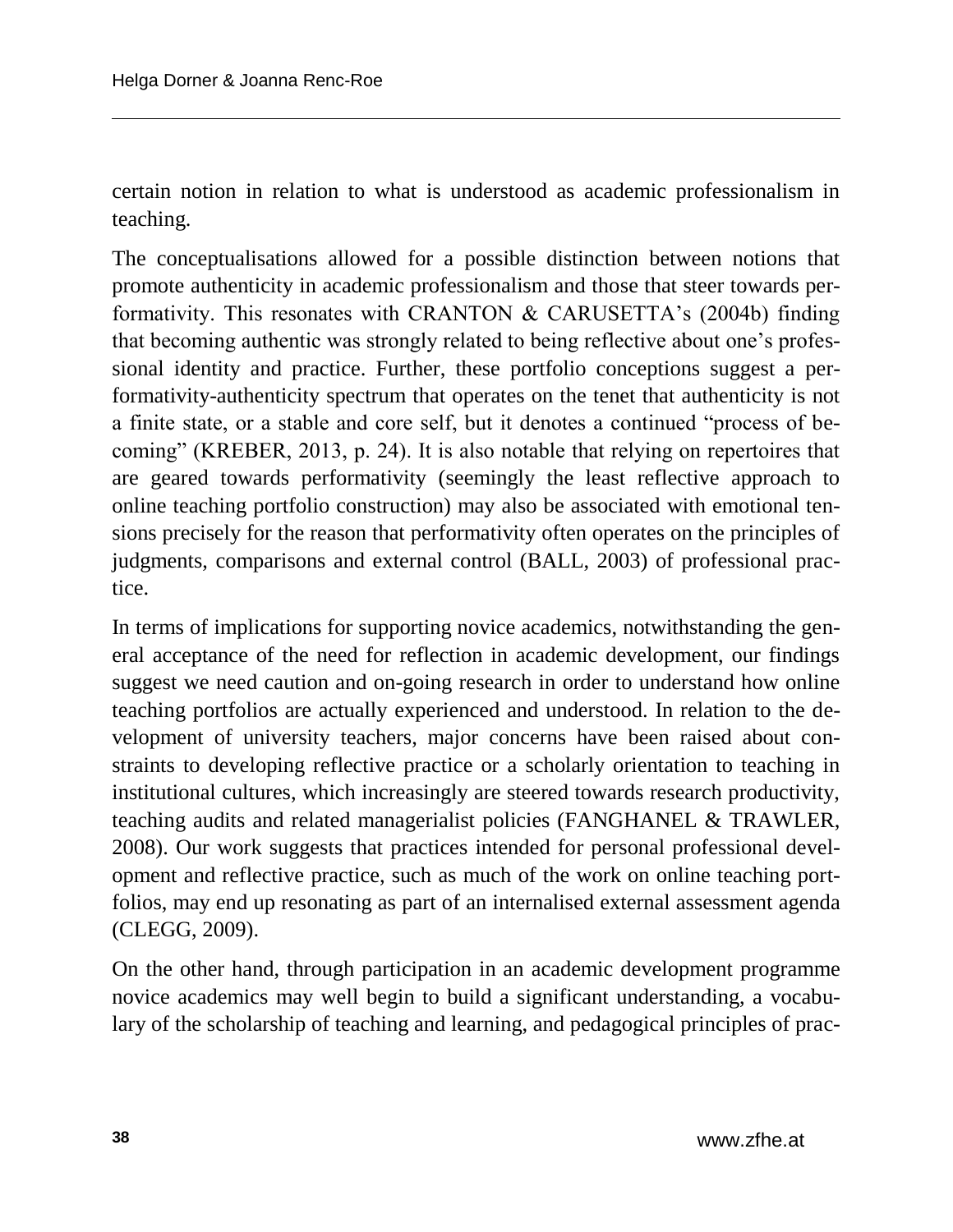certain notion in relation to what is understood as academic professionalism in teaching.

The conceptualisations allowed for a possible distinction between notions that promote authenticity in academic professionalism and those that steer towards performativity. This resonates with CRANTON & CARUSETTA's (2004b) finding that becoming authentic was strongly related to being reflective about one's professional identity and practice. Further, these portfolio conceptions suggest a performativity-authenticity spectrum that operates on the tenet that authenticity is not a finite state, or a stable and core self, but it denotes a continued "process of becoming" (KREBER, 2013, p. 24). It is also notable that relying on repertoires that are geared towards performativity (seemingly the least reflective approach to online teaching portfolio construction) may also be associated with emotional tensions precisely for the reason that performativity often operates on the principles of judgments, comparisons and external control (BALL, 2003) of professional practice.

In terms of implications for supporting novice academics, notwithstanding the general acceptance of the need for reflection in academic development, our findings suggest we need caution and on-going research in order to understand how online teaching portfolios are actually experienced and understood. In relation to the development of university teachers, major concerns have been raised about constraints to developing reflective practice or a scholarly orientation to teaching in institutional cultures, which increasingly are steered towards research productivity, teaching audits and related managerialist policies (FANGHANEL & TRAWLER, 2008). Our work suggests that practices intended for personal professional development and reflective practice, such as much of the work on online teaching portfolios, may end up resonating as part of an internalised external assessment agenda (CLEGG, 2009).

On the other hand, through participation in an academic development programme novice academics may well begin to build a significant understanding, a vocabulary of the scholarship of teaching and learning, and pedagogical principles of prac-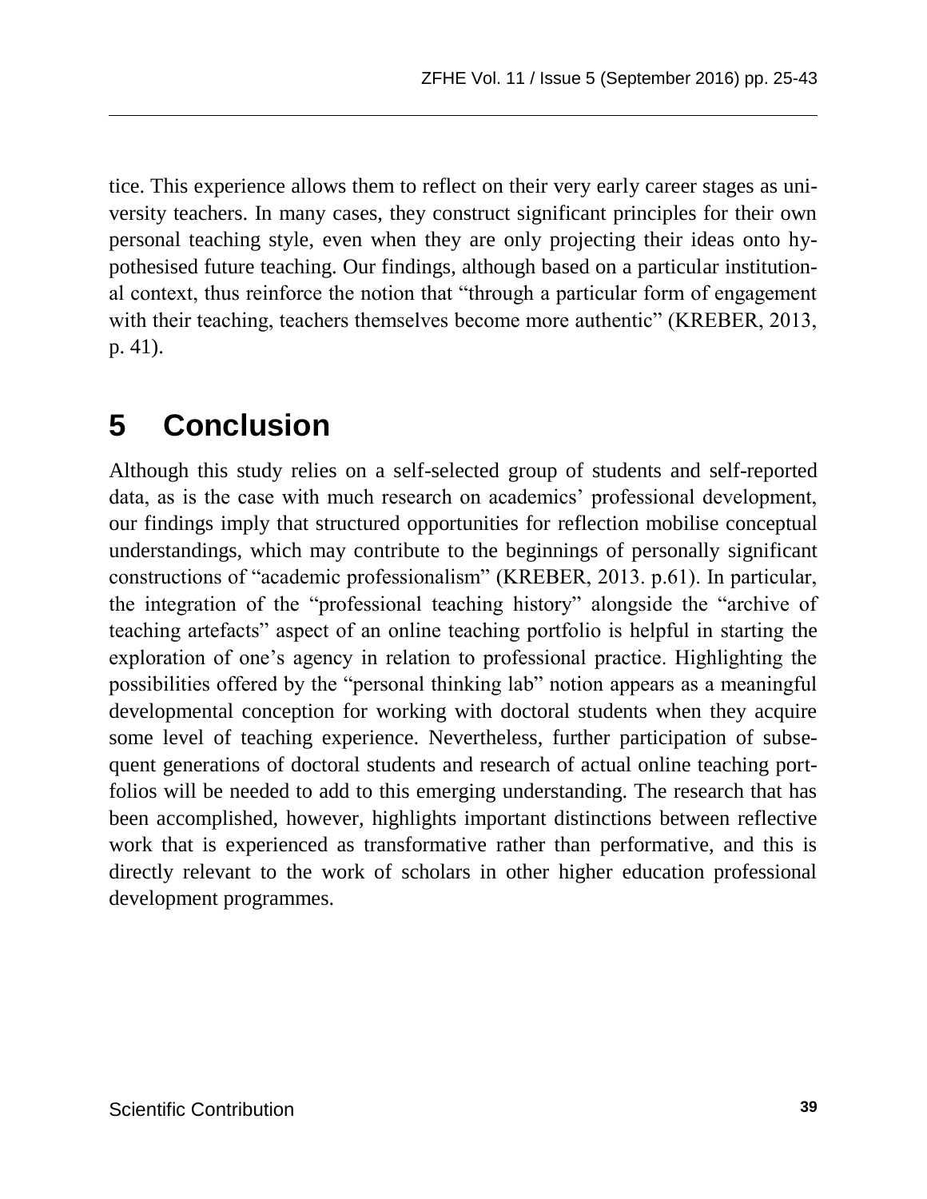tice. This experience allows them to reflect on their very early career stages as university teachers. In many cases, they construct significant principles for their own personal teaching style, even when they are only projecting their ideas onto hypothesised future teaching. Our findings, although based on a particular institutional context, thus reinforce the notion that "through a particular form of engagement with their teaching, teachers themselves become more authentic" (KREBER, 2013, p. 41).

# 5 Conclusion

Although this study relies on a self-selected group of students and self-reported data, as is the case with much research on academics' professional development, our findings imply that structured opportunities for reflection mobilise conceptual understandings, which may contribute to the beginnings of personally significant constructions of "academic professionalism" (KREBER, 2013. p.61). In particular, the integration of the "professional teaching history" alongside the "archive of teaching artefacts" aspect of an online teaching portfolio is helpful in starting the exploration of one's agency in relation to professional practice. Highlighting the possibilities offered by the "personal thinking lab" notion appears as a meaningful developmental conception for working with doctoral students when they acquire some level of teaching experience. Nevertheless, further participation of subsequent generations of doctoral students and research of actual online teaching portfolios will be needed to add to this emerging understanding. The research that has been accomplished, however, highlights important distinctions between reflective work that is experienced as transformative rather than performative, and this is directly relevant to the work of scholars in other higher education professional development programmes.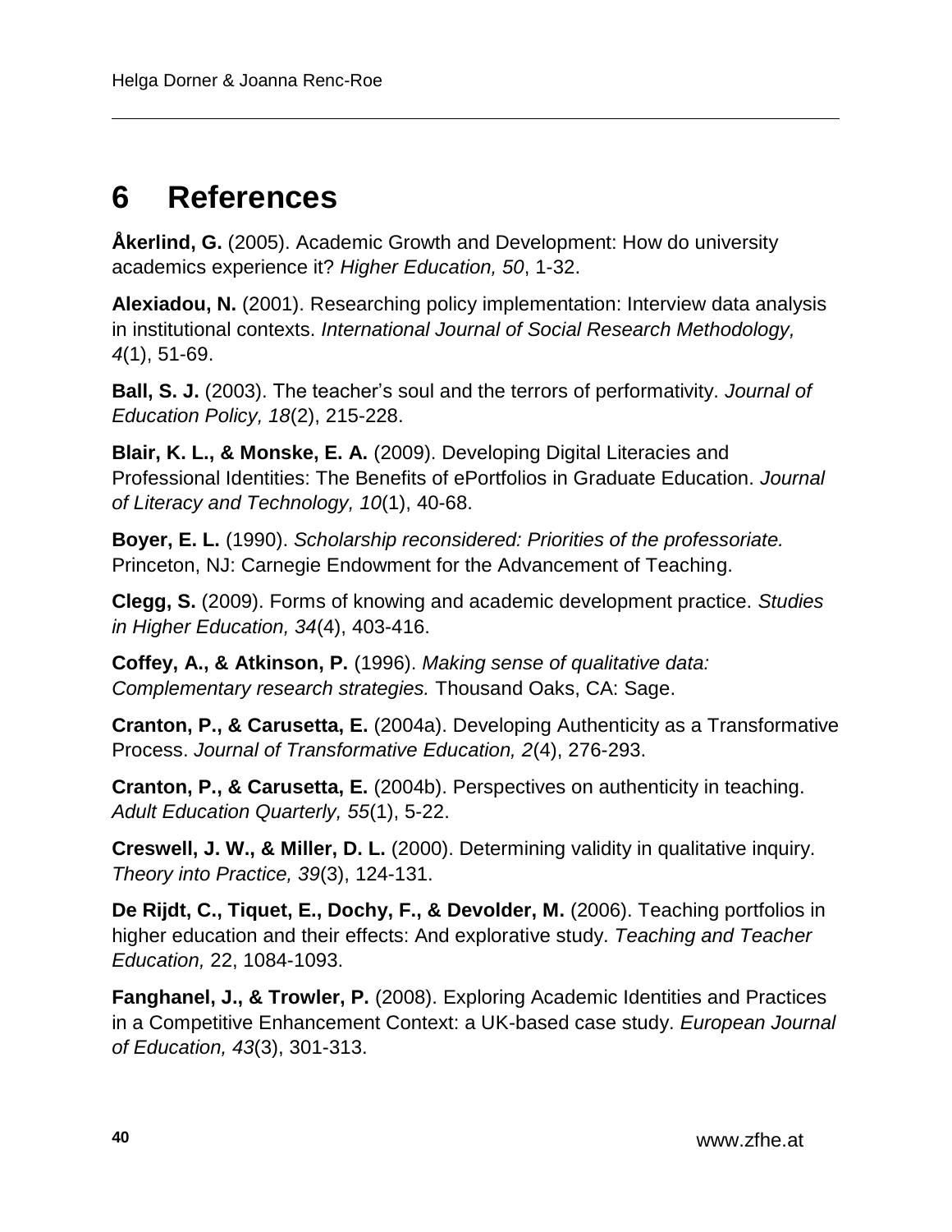# 6 References

**Åkerlind, G.** (2005). Academic Growth and Development: How do university academics experience it? *Higher Education, 50*, 1-32.

**Alexiadou, N.** (2001). Researching policy implementation: Interview data analysis in institutional contexts. *International Journal of Social Research Methodology, 4*(1), 51-69.

**Ball, S. J.** (2003). The teacher's soul and the terrors of performativity. *Journal of Education Policy, 18*(2), 215-228.

**Blair, K. L., & Monske, E. A.** (2009). Developing Digital Literacies and Professional Identities: The Benefits of ePortfolios in Graduate Education. *Journal of Literacy and Technology, 10*(1), 40-68.

**Boyer, E. L.** (1990). *Scholarship reconsidered: Priorities of the professoriate.* Princeton, NJ: Carnegie Endowment for the Advancement of Teaching.

**Clegg, S.** (2009). Forms of knowing and academic development practice. *Studies in Higher Education, 34*(4), 403-416.

**Coffey, A., & Atkinson, P.** (1996). *Making sense of qualitative data: Complementary research strategies.* Thousand Oaks, CA: Sage.

**Cranton, P., & Carusetta, E.** (2004a). Developing Authenticity as a Transformative Process. *Journal of Transformative Education, 2*(4), 276-293.

**Cranton, P., & Carusetta, E.** (2004b). Perspectives on authenticity in teaching. *Adult Education Quarterly, 55*(1), 5-22.

**Creswell, J. W., & Miller, D. L.** (2000). Determining validity in qualitative inquiry. *Theory into Practice, 39*(3), 124-131.

**De Rijdt, C., Tiquet, E., Dochy, F., & Devolder, M.** (2006). Teaching portfolios in higher education and their effects: And explorative study. *Teaching and Teacher Education,* 22, 1084-1093.

**Fanghanel, J., & Trowler, P.** (2008). Exploring Academic Identities and Practices in a Competitive Enhancement Context: a UK-based case study. *European Journal of Education, 43*(3), 301-313.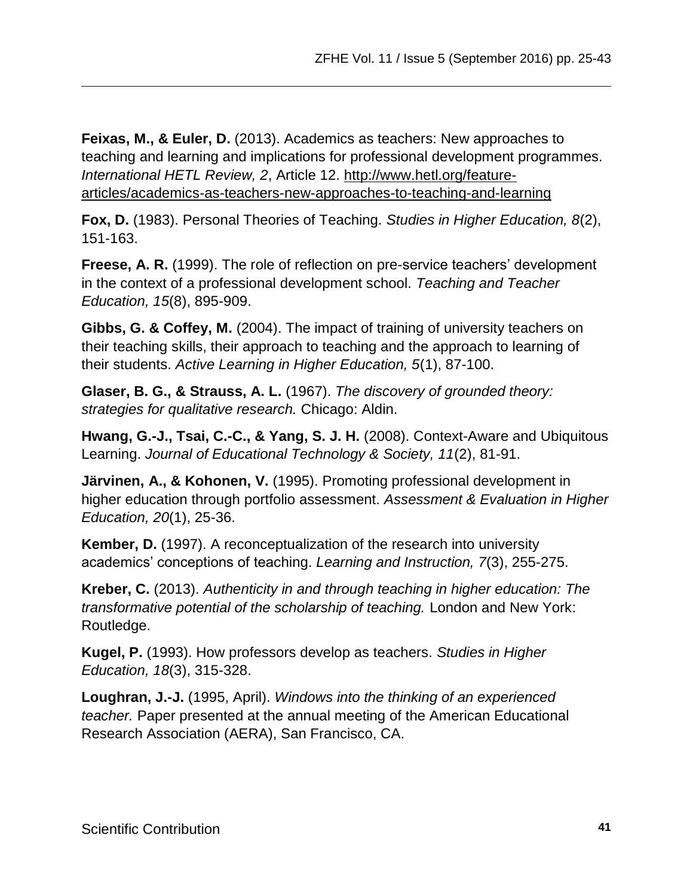**Feixas, M., & Euler, D.** (2013). Academics as teachers: New approaches to teaching and learning and implications for professional development programmes. *International HETL Review, 2*, Article 12. [http://www.hetl.org/feature-articles/academics-as-teachers-new-approaches-to-teaching-and-learning](http://www.hetl.org/feature-articles/academics-as-teachers-new-approaches-to-teaching-and-learning)

**Fox, D.** (1983). Personal Theories of Teaching. *Studies in Higher Education, 8*(2), 151-163.

**Freese, A. R.** (1999). The role of reflection on pre-service teachers' development in the context of a professional development school. *Teaching and Teacher Education, 15*(8), 895-909.

**Gibbs, G. & Coffey, M.** (2004). The impact of training of university teachers on their teaching skills, their approach to teaching and the approach to learning of their students. *Active Learning in Higher Education, 5*(1), 87-100.

**Glaser, B. G., & Strauss, A. L.** (1967). *The discovery of grounded theory: strategies for qualitative research.* Chicago: Aldin.

**Hwang, G.-J., Tsai, C.-C., & Yang, S. J. H.** (2008). Context-Aware and Ubiquitous Learning. *Journal of Educational Technology & Society, 11*(2), 81-91.

**Järvinen, A., & Kohonen, V.** (1995). Promoting professional development in higher education through portfolio assessment. *Assessment & Evaluation in Higher Education, 20*(1), 25-36.

**Kember, D.** (1997). A reconceptualization of the research into university academics' conceptions of teaching. *Learning and Instruction, 7*(3), 255-275.

**Kreber, C.** (2013). *Authenticity in and through teaching in higher education: The transformative potential of the scholarship of teaching.* London and New York: Routledge.

**Kugel, P.** (1993). How professors develop as teachers. *Studies in Higher Education, 18*(3), 315-328.

**Loughran, J.-J.** (1995, April). *Windows into the thinking of an experienced teacher.* Paper presented at the annual meeting of the American Educational Research Association (AERA), San Francisco, CA.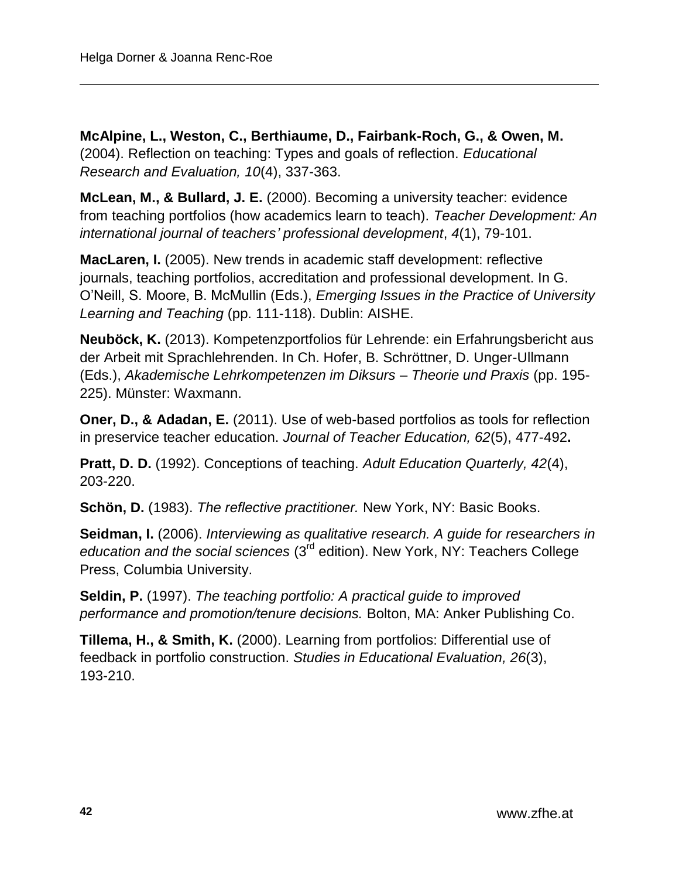**McAlpine, L., Weston, C., Berthiaume, D., Fairbank-Roch, G., & Owen, M.** (2004). Reflection on teaching: Types and goals of reflection. *Educational Research and Evaluation, 10*(4), 337-363.

**McLean, M., & Bullard, J. E.** (2000). Becoming a university teacher: evidence from teaching portfolios (how academics learn to teach). *Teacher Development: An international journal of teachers' professional development*, *4*(1), 79-101.

**MacLaren, I.** (2005). New trends in academic staff development: reflective journals, teaching portfolios, accreditation and professional development. In G. O'Neill, S. Moore, B. McMullin (Eds.), *Emerging Issues in the Practice of University Learning and Teaching* (pp. 111-118). Dublin: AISHE.

**Neuböck, K.** (2013). Kompetenzportfolios für Lehrende: ein Erfahrungsbericht aus der Arbeit mit Sprachlehrenden. In Ch. Hofer, B. Schröttner, D. Unger-Ullmann (Eds.), *Akademische Lehrkompetenzen im Diksurs – Theorie und Praxis* (pp. 195-225). Münster: Waxmann.

**Oner, D., & Adadan, E.** (2011). Use of web-based portfolios as tools for reflection in preservice teacher education. *Journal of Teacher Education, 62*(5), 477-492**.**

**Pratt, D. D.** (1992). Conceptions of teaching. *Adult Education Quarterly, 42*(4), 203-220.

**Schön, D.** (1983). *The reflective practitioner.* New York, NY: Basic Books.

**Seidman, I.** (2006). *Interviewing as qualitative research. A guide for researchers in education and the social sciences* (3rd edition). New York, NY: Teachers College Press, Columbia University.

**Seldin, P.** (1997). *The teaching portfolio: A practical guide to improved performance and promotion/tenure decisions.* Bolton, MA: Anker Publishing Co.

**Tillema, H., & Smith, K.** (2000). Learning from portfolios: Differential use of feedback in portfolio construction. *Studies in Educational Evaluation, 26*(3), 193-210.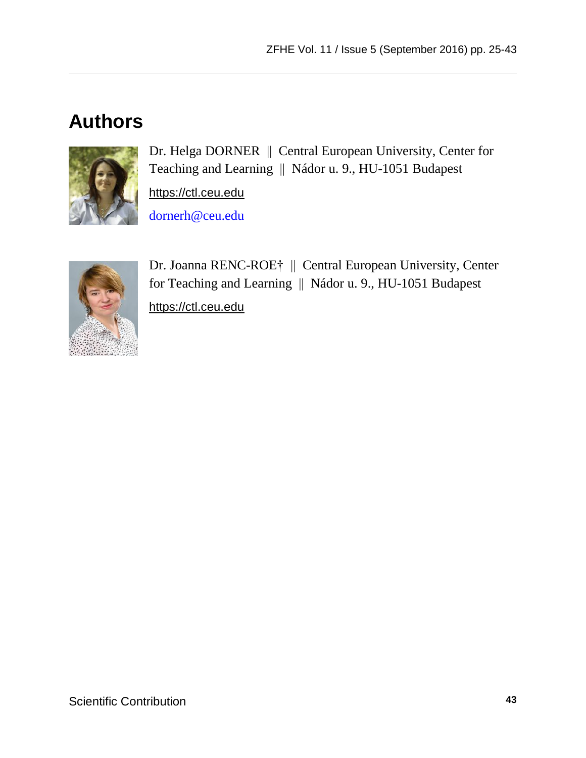## Authors

Dr. Helga DORNER || Central European University, Center for Teaching and Learning || Nádor u. 9., HU-1051 Budapest

https://ctl.ceu.edu

dornerh@ceu.edu

Dr. Joanna RENC-ROE† || Central European University, Center for Teaching and Learning || Nádor u. 9., HU-1051 Budapest

https://ctl.ceu.edu